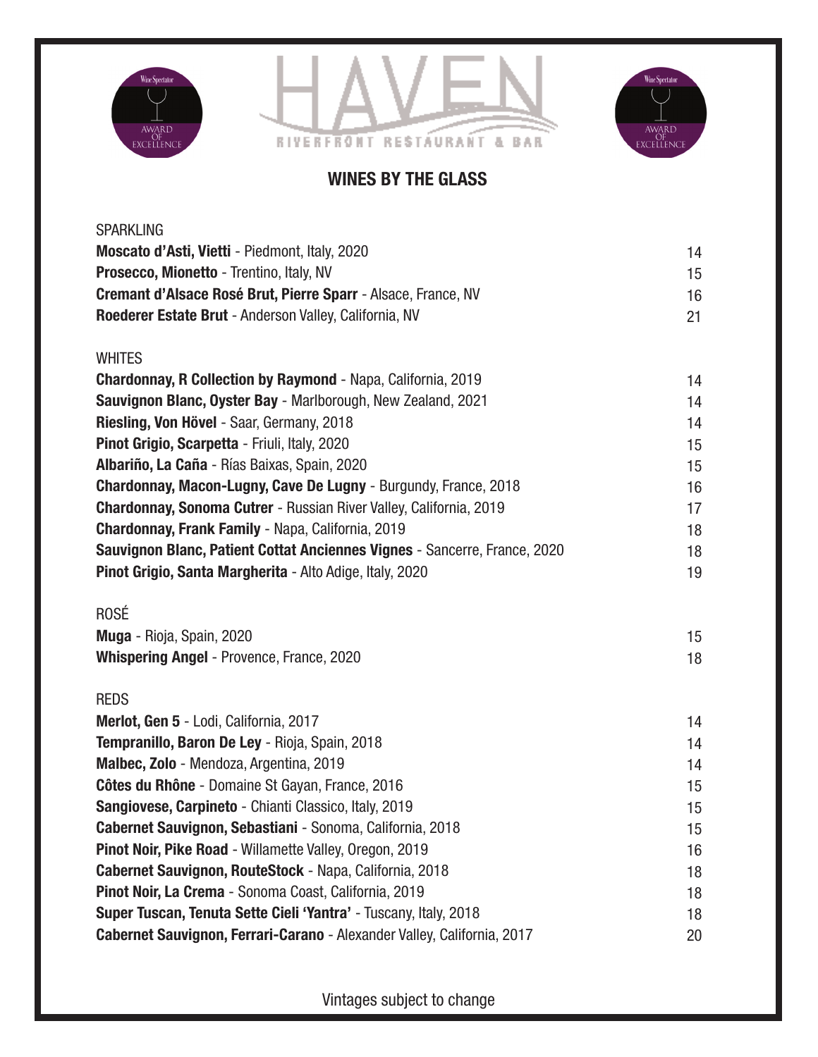# HAVEN

RIVERFRONT RESTAURANT & BAR

Wine Spectator AWARD OF EXCELLENCE

## WINES BY THE GLASS

### SPARKLING

| | |
|---|---|
| **Moscato d'Asti, Vietti** - Piedmont, Italy, 2020 | 14 |
| **Prosecco, Mionetto** - Trentino, Italy, NV | 15 |
| **Cremant d'Alsace Rosé Brut, Pierre Sparr** - Alsace, France, NV | 16 |
| **Roederer Estate Brut** - Anderson Valley, California, NV | 21 |

### WHITES

| | |
|---|---|
| **Chardonnay, R Collection by Raymond** - Napa, California, 2019 | 14 |
| **Sauvignon Blanc, Oyster Bay** - Marlborough, New Zealand, 2021 | 14 |
| **Riesling, Von Hövel** - Saar, Germany, 2018 | 14 |
| **Pinot Grigio, Scarpetta** - Friuli, Italy, 2020 | 15 |
| **Albariño, La Caña** - Rías Baixas, Spain, 2020 | 15 |
| **Chardonnay, Macon-Lugny, Cave De Lugny** - Burgundy, France, 2018 | 16 |
| **Chardonnay, Sonoma Cutrer** - Russian River Valley, California, 2019 | 17 |
| **Chardonnay, Frank Family** - Napa, California, 2019 | 18 |
| **Sauvignon Blanc, Patient Cottat Anciennes Vignes** - Sancerre, France, 2020 | 18 |
| **Pinot Grigio, Santa Margherita** - Alto Adige, Italy, 2020 | 19 |

### ROSÉ

| | |
|---|---|
| **Muga** - Rioja, Spain, 2020 | 15 |
| **Whispering Angel** - Provence, France, 2020 | 18 |

### REDS

| | |
|---|---|
| **Merlot, Gen 5** - Lodi, California, 2017 | 14 |
| **Tempranillo, Baron De Ley** - Rioja, Spain, 2018 | 14 |
| **Malbec, Zolo** - Mendoza, Argentina, 2019 | 14 |
| **Côtes du Rhône** - Domaine St Gayan, France, 2016 | 15 |
| **Sangiovese, Carpineto** - Chianti Classico, Italy, 2019 | 15 |
| **Cabernet Sauvignon, Sebastiani** - Sonoma, California, 2018 | 15 |
| **Pinot Noir, Pike Road** - Willamette Valley, Oregon, 2019 | 16 |
| **Cabernet Sauvignon, RouteStock** - Napa, California, 2018 | 18 |
| **Pinot Noir, La Crema** - Sonoma Coast, California, 2019 | 18 |
| **Super Tuscan, Tenuta Sette Cieli 'Yantra'** - Tuscany, Italy, 2018 | 18 |
| **Cabernet Sauvignon, Ferrari-Carano** - Alexander Valley, California, 2017 | 20 |

Vintages subject to change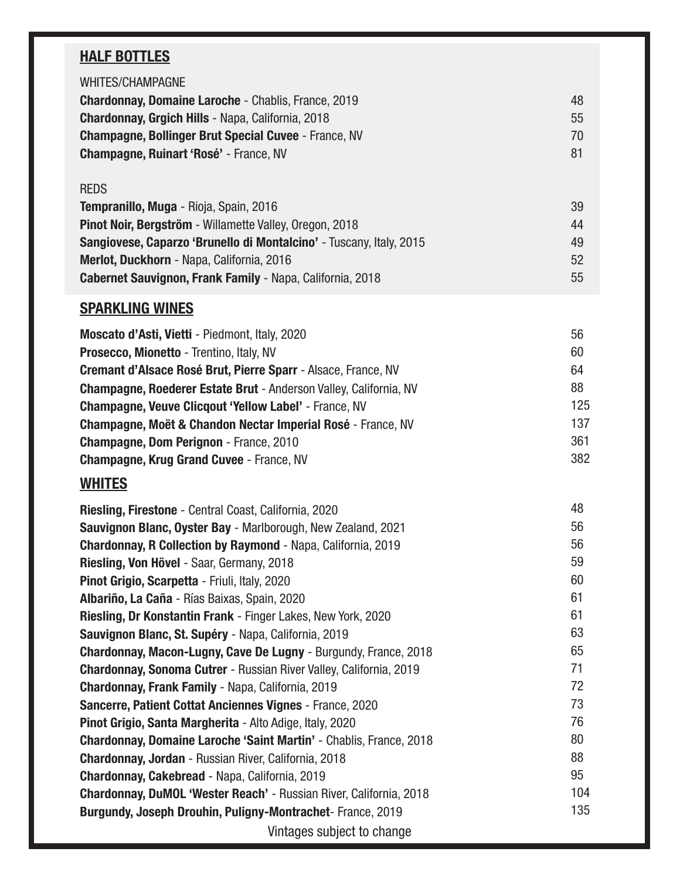## HALF BOTTLES

WHITES/CHAMPAGNE

| | |
|---|---|
| **Chardonnay, Domaine Laroche** - Chablis, France, 2019 | 48 |
| **Chardonnay, Grgich Hills** - Napa, California, 2018 | 55 |
| **Champagne, Bollinger Brut Special Cuvee** - France, NV | 70 |
| **Champagne, Ruinart 'Rosé'** - France, NV | 81 |

REDS

| | |
|---|---|
| **Tempranillo, Muga** - Rioja, Spain, 2016 | 39 |
| **Pinot Noir, Bergström** - Willamette Valley, Oregon, 2018 | 44 |
| **Sangiovese, Caparzo 'Brunello di Montalcino'** - Tuscany, Italy, 2015 | 49 |
| **Merlot, Duckhorn** - Napa, California, 2016 | 52 |
| **Cabernet Sauvignon, Frank Family** - Napa, California, 2018 | 55 |

## SPARKLING WINES

| | |
|---|---|
| **Moscato d'Asti, Vietti** - Piedmont, Italy, 2020 | 56 |
| **Prosecco, Mionetto** - Trentino, Italy, NV | 60 |
| **Cremant d'Alsace Rosé Brut, Pierre Sparr** - Alsace, France, NV | 64 |
| **Champagne, Roederer Estate Brut** - Anderson Valley, California, NV | 88 |
| **Champagne, Veuve Clicqout 'Yellow Label'** - France, NV | 125 |
| **Champagne, Moët & Chandon Nectar Imperial Rosé** - France, NV | 137 |
| **Champagne, Dom Perignon** - France, 2010 | 361 |
| **Champagne, Krug Grand Cuvee** - France, NV | 382 |

## WHITES

| | |
|---|---|
| **Riesling, Firestone** - Central Coast, California, 2020 | 48 |
| **Sauvignon Blanc, Oyster Bay** - Marlborough, New Zealand, 2021 | 56 |
| **Chardonnay, R Collection by Raymond** - Napa, California, 2019 | 56 |
| **Riesling, Von Hövel** - Saar, Germany, 2018 | 59 |
| **Pinot Grigio, Scarpetta** - Friuli, Italy, 2020 | 60 |
| **Albariño, La Caña** - Rías Baixas, Spain, 2020 | 61 |
| **Riesling, Dr Konstantin Frank** - Finger Lakes, New York, 2020 | 61 |
| **Sauvignon Blanc, St. Supéry** - Napa, California, 2019 | 63 |
| **Chardonnay, Macon-Lugny, Cave De Lugny** - Burgundy, France, 2018 | 65 |
| **Chardonnay, Sonoma Cutrer** - Russian River Valley, California, 2019 | 71 |
| **Chardonnay, Frank Family** - Napa, California, 2019 | 72 |
| **Sancerre, Patient Cottat Anciennes Vignes** - France, 2020 | 73 |
| **Pinot Grigio, Santa Margherita** - Alto Adige, Italy, 2020 | 76 |
| **Chardonnay, Domaine Laroche 'Saint Martin'** - Chablis, France, 2018 | 80 |
| **Chardonnay, Jordan** - Russian River, California, 2018 | 88 |
| **Chardonnay, Cakebread** - Napa, California, 2019 | 95 |
| **Chardonnay, DuMOL 'Wester Reach'** - Russian River, California, 2018 | 104 |
| **Burgundy, Joseph Drouhin, Puligny-Montrachet**- France, 2019 | 135 |

Vintages subject to change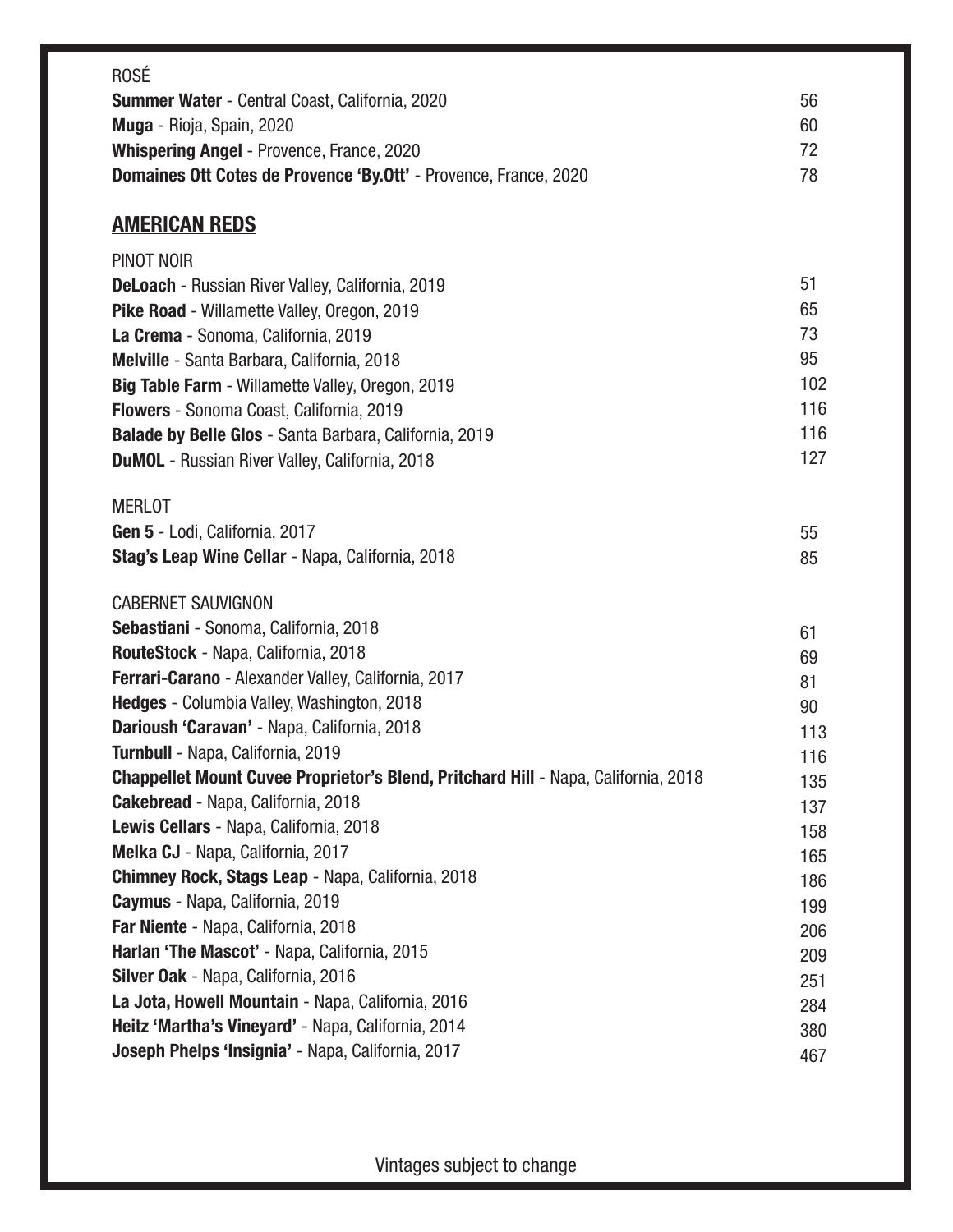ROSÉ

| | |
|---|---|
| **Summer Water** - Central Coast, California, 2020 | 56 |
| **Muga** - Rioja, Spain, 2020 | 60 |
| **Whispering Angel** - Provence, France, 2020 | 72 |
| **Domaines Ott Cotes de Provence 'By.Ott'** - Provence, France, 2020 | 78 |

## AMERICAN REDS

PINOT NOIR

| | |
|---|---|
| **DeLoach** - Russian River Valley, California, 2019 | 51 |
| **Pike Road** - Willamette Valley, Oregon, 2019 | 65 |
| **La Crema** - Sonoma, California, 2019 | 73 |
| **Melville** - Santa Barbara, California, 2018 | 95 |
| **Big Table Farm** - Willamette Valley, Oregon, 2019 | 102 |
| **Flowers** - Sonoma Coast, California, 2019 | 116 |
| **Balade by Belle Glos** - Santa Barbara, California, 2019 | 116 |
| **DuMOL** - Russian River Valley, California, 2018 | 127 |

MERLOT

| | |
|---|---|
| **Gen 5** - Lodi, California, 2017 | 55 |
| **Stag's Leap Wine Cellar** - Napa, California, 2018 | 85 |

CABERNET SAUVIGNON

| | |
|---|---|
| **Sebastiani** - Sonoma, California, 2018 | 61 |
| **RouteStock** - Napa, California, 2018 | 69 |
| **Ferrari-Carano** - Alexander Valley, California, 2017 | 81 |
| **Hedges** - Columbia Valley, Washington, 2018 | 90 |
| **Darioush 'Caravan'** - Napa, California, 2018 | 113 |
| **Turnbull** - Napa, California, 2019 | 116 |
| **Chappellet Mount Cuvee Proprietor's Blend, Pritchard Hill** - Napa, California, 2018 | 135 |
| **Cakebread** - Napa, California, 2018 | 137 |
| **Lewis Cellars** - Napa, California, 2018 | 158 |
| **Melka CJ** - Napa, California, 2017 | 165 |
| **Chimney Rock, Stags Leap** - Napa, California, 2018 | 186 |
| **Caymus** - Napa, California, 2019 | 199 |
| **Far Niente** - Napa, California, 2018 | 206 |
| **Harlan 'The Mascot'** - Napa, California, 2015 | 209 |
| **Silver Oak** - Napa, California, 2016 | 251 |
| **La Jota, Howell Mountain** - Napa, California, 2016 | 284 |
| **Heitz 'Martha's Vineyard'** - Napa, California, 2014 | 380 |
| **Joseph Phelps 'Insignia'** - Napa, California, 2017 | 467 |

Vintages subject to change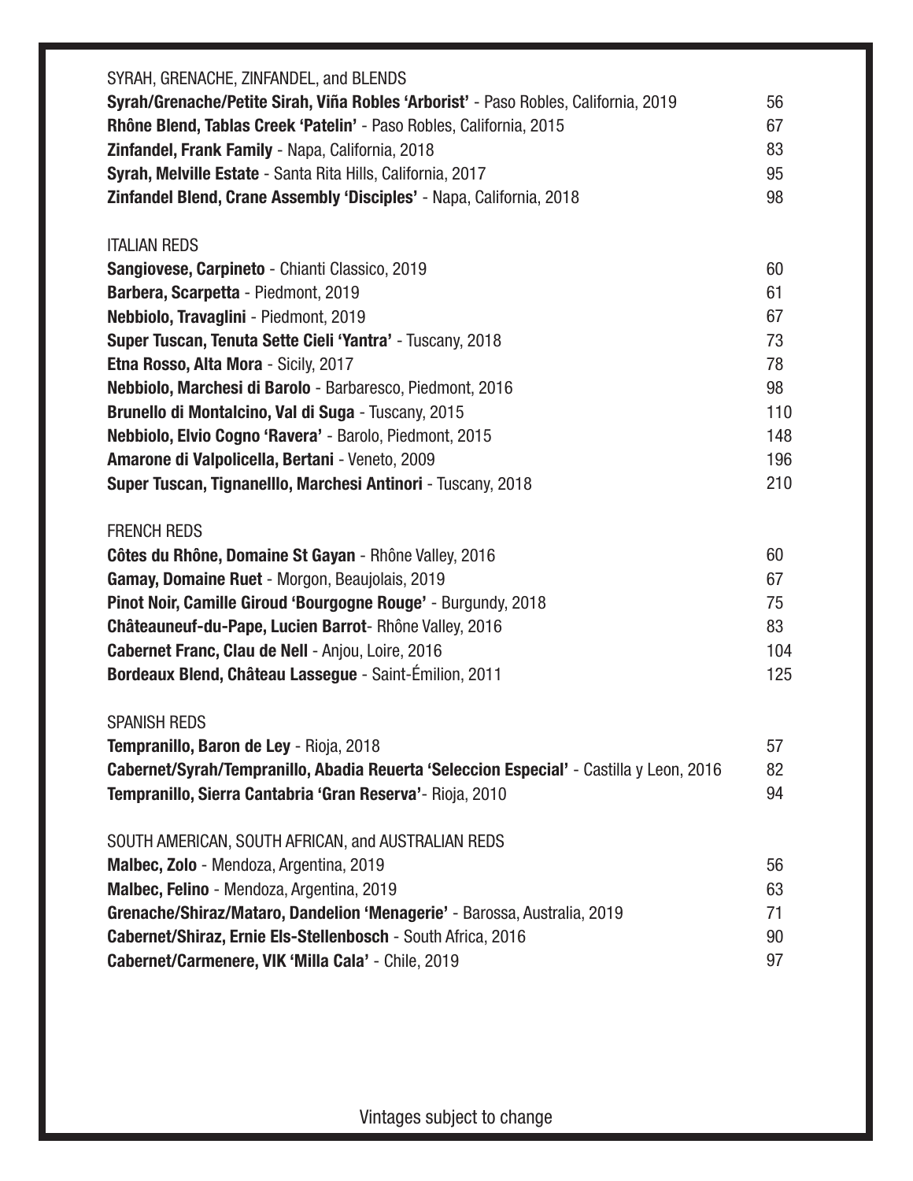## SYRAH, GRENACHE, ZINFANDEL, and BLENDS

| | |
|---|---|
| **Syrah/Grenache/Petite Sirah, Viña Robles 'Arborist'** - Paso Robles, California, 2019 | 56 |
| **Rhône Blend, Tablas Creek 'Patelin'** - Paso Robles, California, 2015 | 67 |
| **Zinfandel, Frank Family** - Napa, California, 2018 | 83 |
| **Syrah, Melville Estate** - Santa Rita Hills, California, 2017 | 95 |
| **Zinfandel Blend, Crane Assembly 'Disciples'** - Napa, California, 2018 | 98 |

## ITALIAN REDS

| | |
|---|---|
| **Sangiovese, Carpineto** - Chianti Classico, 2019 | 60 |
| **Barbera, Scarpetta** - Piedmont, 2019 | 61 |
| **Nebbiolo, Travaglini** - Piedmont, 2019 | 67 |
| **Super Tuscan, Tenuta Sette Cieli 'Yantra'** - Tuscany, 2018 | 73 |
| **Etna Rosso, Alta Mora** - Sicily, 2017 | 78 |
| **Nebbiolo, Marchesi di Barolo** - Barbaresco, Piedmont, 2016 | 98 |
| **Brunello di Montalcino, Val di Suga** - Tuscany, 2015 | 110 |
| **Nebbiolo, Elvio Cogno 'Ravera'** - Barolo, Piedmont, 2015 | 148 |
| **Amarone di Valpolicella, Bertani** - Veneto, 2009 | 196 |
| **Super Tuscan, Tignanelllo, Marchesi Antinori** - Tuscany, 2018 | 210 |

## FRENCH REDS

| | |
|---|---|
| **Côtes du Rhône, Domaine St Gayan** - Rhône Valley, 2016 | 60 |
| **Gamay, Domaine Ruet** - Morgon, Beaujolais, 2019 | 67 |
| **Pinot Noir, Camille Giroud 'Bourgogne Rouge'** - Burgundy, 2018 | 75 |
| **Châteauneuf-du-Pape, Lucien Barrot**- Rhône Valley, 2016 | 83 |
| **Cabernet Franc, Clau de Nell** - Anjou, Loire, 2016 | 104 |
| **Bordeaux Blend, Château Lassegue** - Saint-Émilion, 2011 | 125 |

## SPANISH REDS

| | |
|---|---|
| **Tempranillo, Baron de Ley** - Rioja, 2018 | 57 |
| **Cabernet/Syrah/Tempranillo, Abadia Reuerta 'Seleccion Especial'** - Castilla y Leon, 2016 | 82 |
| **Tempranillo, Sierra Cantabria 'Gran Reserva'**- Rioja, 2010 | 94 |

## SOUTH AMERICAN, SOUTH AFRICAN, and AUSTRALIAN REDS

| | |
|---|---|
| **Malbec, Zolo** - Mendoza, Argentina, 2019 | 56 |
| **Malbec, Felino** - Mendoza, Argentina, 2019 | 63 |
| **Grenache/Shiraz/Mataro, Dandelion 'Menagerie'** - Barossa, Australia, 2019 | 71 |
| **Cabernet/Shiraz, Ernie Els-Stellenbosch** - South Africa, 2016 | 90 |
| **Cabernet/Carmenere, VIK 'Milla Cala'** - Chile, 2019 | 97 |

Vintages subject to change